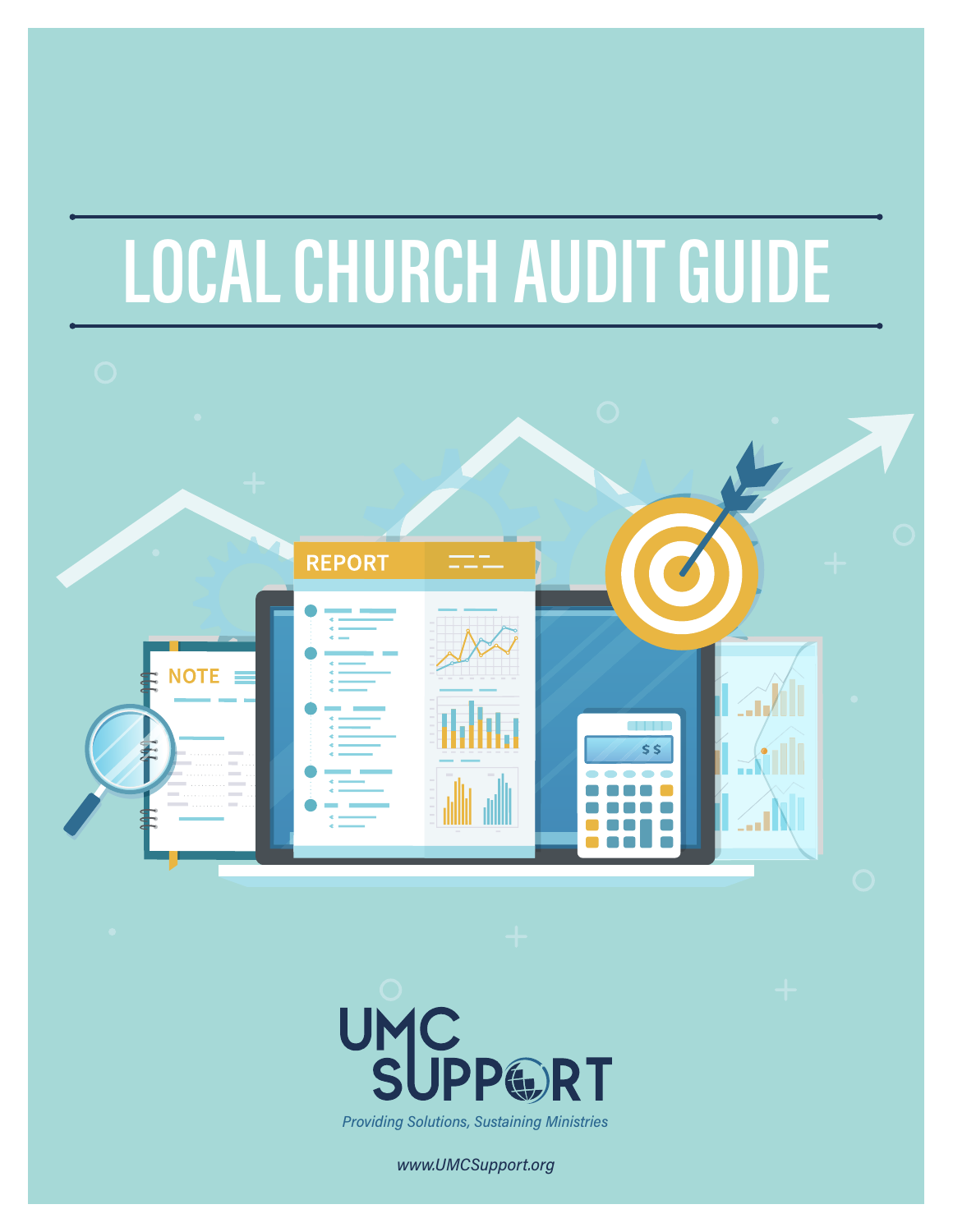# LOCAL CHURCH AUDIT GUIDE

UMC SUPPORT

*Providing Solutions, Sustaining Ministries*

*www.UMCSupport.org*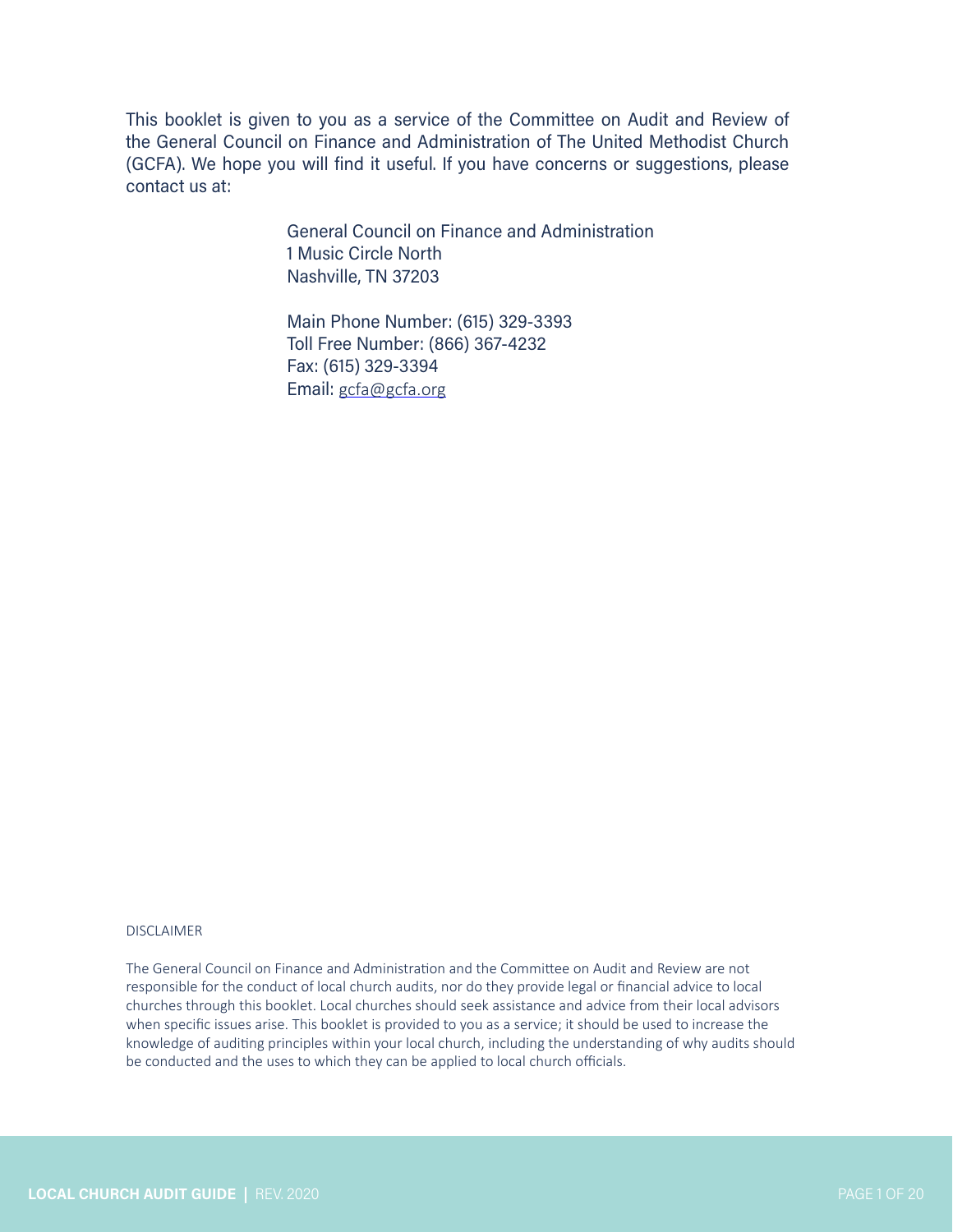This booklet is given to you as a service of the Committee on Audit and Review of the General Council on Finance and Administration of The United Methodist Church (GCFA). We hope you will find it useful. If you have concerns or suggestions, please contact us at:

General Council on Finance and Administration
1 Music Circle North
Nashville, TN 37203

Main Phone Number: (615) 329-3393
Toll Free Number: (866) 367-4232
Fax: (615) 329-3394
Email: gcfa@gcfa.org

DISCLAIMER

The General Council on Finance and Administration and the Committee on Audit and Review are not responsible for the conduct of local church audits, nor do they provide legal or financial advice to local churches through this booklet. Local churches should seek assistance and advice from their local advisors when specific issues arise. This booklet is provided to you as a service; it should be used to increase the knowledge of auditing principles within your local church, including the understanding of why audits should be conducted and the uses to which they can be applied to local church officials.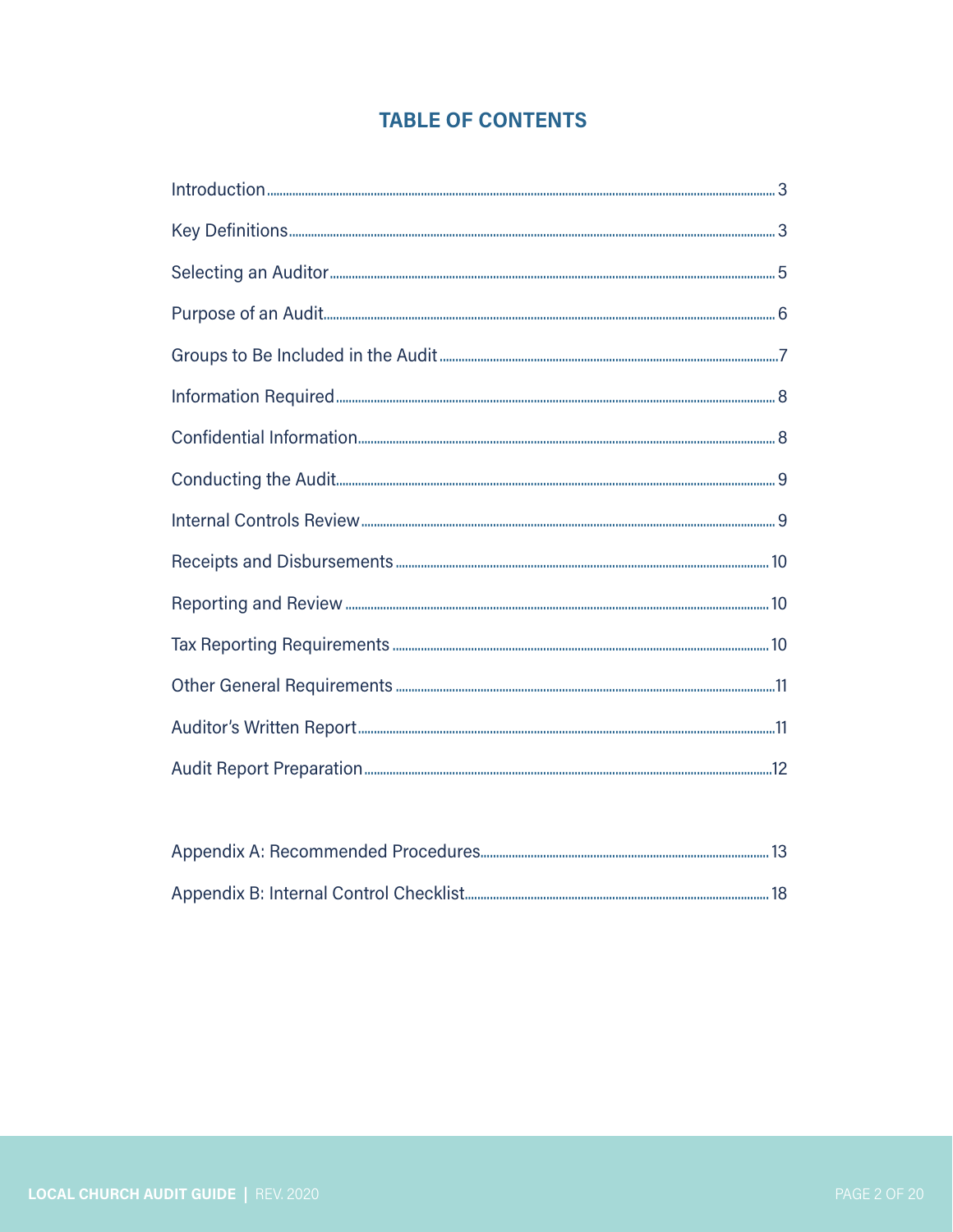## TABLE OF CONTENTS

| | |
|---|---|
| Introduction | 3 |
| Key Definitions | 3 |
| Selecting an Auditor | 5 |
| Purpose of an Audit | 6 |
| Groups to Be Included in the Audit | 7 |
| Information Required | 8 |
| Confidential Information | 8 |
| Conducting the Audit | 9 |
| Internal Controls Review | 9 |
| Receipts and Disbursements | 10 |
| Reporting and Review | 10 |
| Tax Reporting Requirements | 10 |
| Other General Requirements | 11 |
| Auditor's Written Report | 11 |
| Audit Report Preparation | 12 |
| Appendix A: Recommended Procedures | 13 |
| Appendix B: Internal Control Checklist | 18 |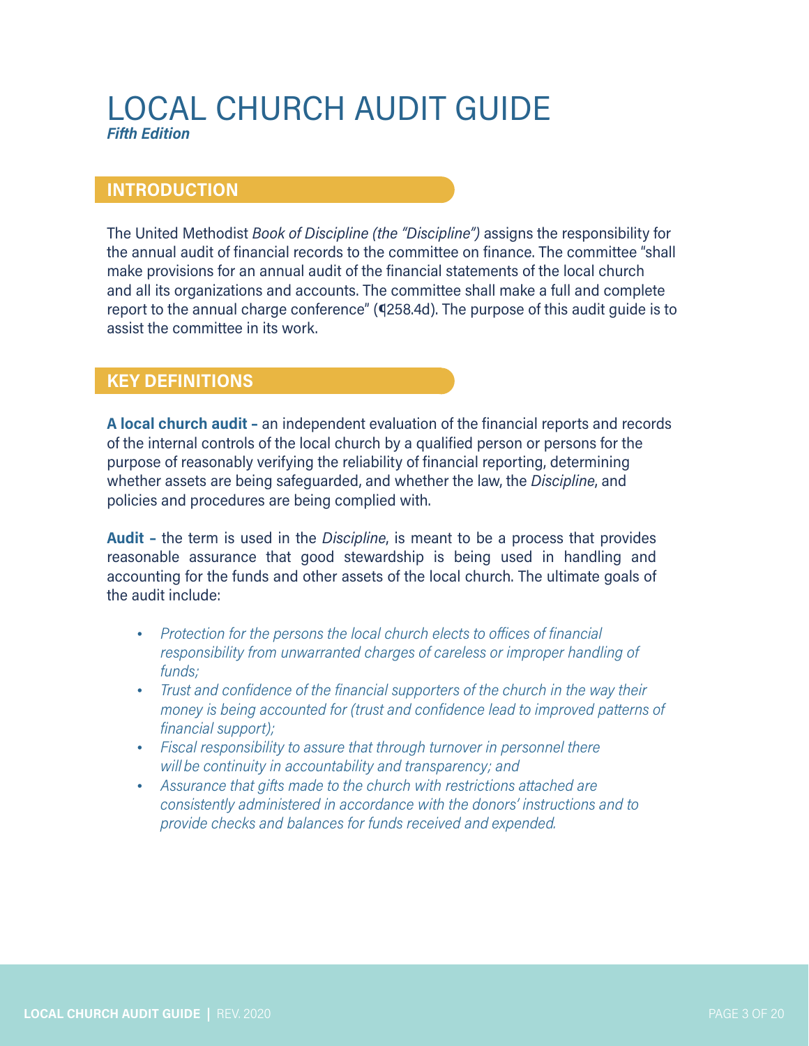# LOCAL CHURCH AUDIT GUIDE
***Fifth Edition***

## INTRODUCTION

The United Methodist *Book of Discipline (the "Discipline")* assigns the responsibility for the annual audit of financial records to the committee on finance. The committee "shall make provisions for an annual audit of the financial statements of the local church and all its organizations and accounts. The committee shall make a full and complete report to the annual charge conference" (¶258.4d). The purpose of this audit guide is to assist the committee in its work.

## KEY DEFINITIONS

**A local church audit –** an independent evaluation of the financial reports and records of the internal controls of the local church by a qualified person or persons for the purpose of reasonably verifying the reliability of financial reporting, determining whether assets are being safeguarded, and whether the law, the *Discipline*, and policies and procedures are being complied with.

**Audit –** the term is used in the *Discipline*, is meant to be a process that provides reasonable assurance that good stewardship is being used in handling and accounting for the funds and other assets of the local church. The ultimate goals of the audit include:

- *Protection for the persons the local church elects to offices of financial responsibility from unwarranted charges of careless or improper handling of funds;*
- *Trust and confidence of the financial supporters of the church in the way their money is being accounted for (trust and confidence lead to improved patterns of financial support);*
- *Fiscal responsibility to assure that through turnover in personnel there will be continuity in accountability and transparency; and*
- *Assurance that gifts made to the church with restrictions attached are consistently administered in accordance with the donors' instructions and to provide checks and balances for funds received and expended.*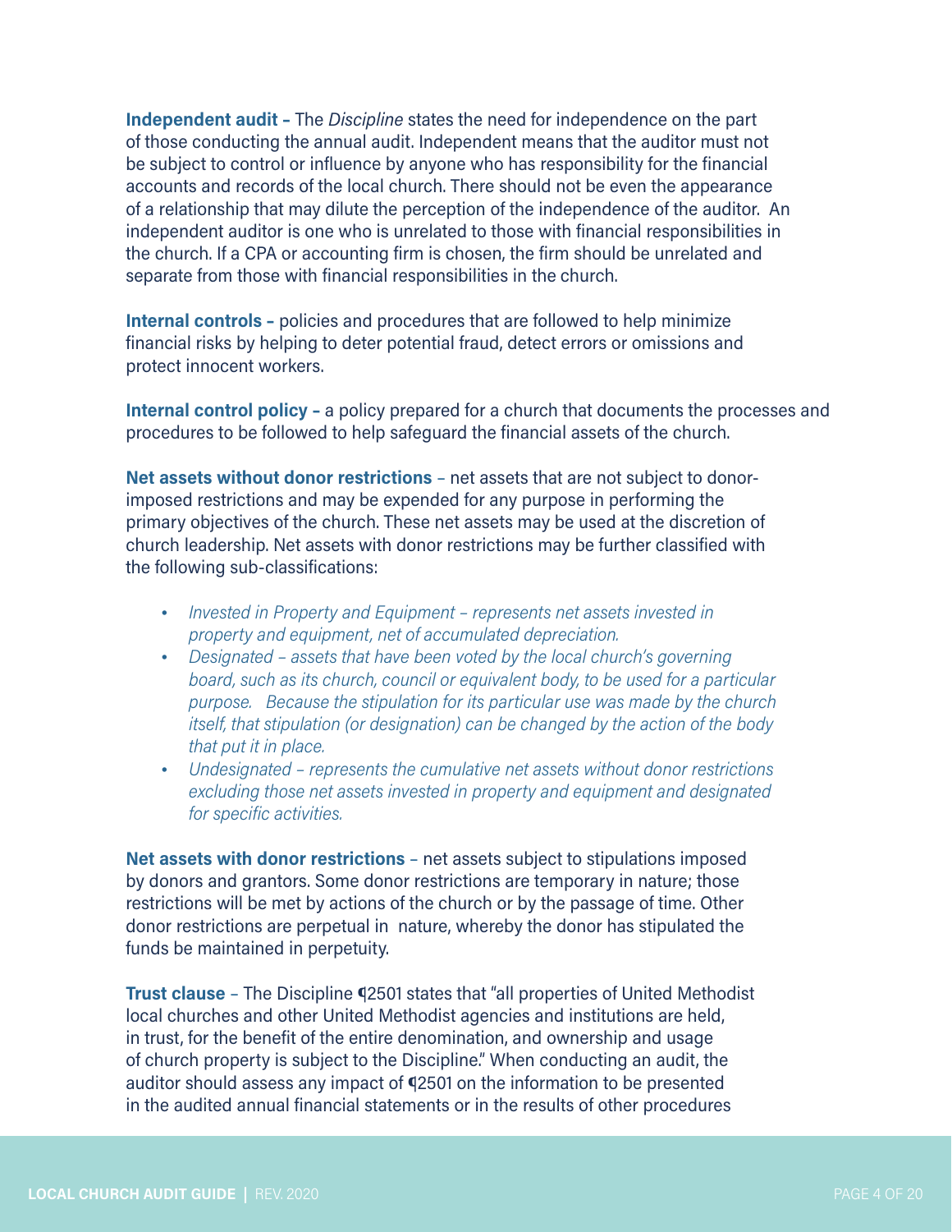**Independent audit –** The *Discipline* states the need for independence on the part of those conducting the annual audit. Independent means that the auditor must not be subject to control or influence by anyone who has responsibility for the financial accounts and records of the local church. There should not be even the appearance of a relationship that may dilute the perception of the independence of the auditor. An independent auditor is one who is unrelated to those with financial responsibilities in the church. If a CPA or accounting firm is chosen, the firm should be unrelated and separate from those with financial responsibilities in the church.

**Internal controls –** policies and procedures that are followed to help minimize financial risks by helping to deter potential fraud, detect errors or omissions and protect innocent workers.

**Internal control policy –** a policy prepared for a church that documents the processes and procedures to be followed to help safeguard the financial assets of the church.

**Net assets without donor restrictions** – net assets that are not subject to donor-imposed restrictions and may be expended for any purpose in performing the primary objectives of the church. These net assets may be used at the discretion of church leadership. Net assets with donor restrictions may be further classified with the following sub-classifications:

- *Invested in Property and Equipment – represents net assets invested in property and equipment, net of accumulated depreciation.*
- *Designated – assets that have been voted by the local church's governing board, such as its church, council or equivalent body, to be used for a particular purpose. Because the stipulation for its particular use was made by the church itself, that stipulation (or designation) can be changed by the action of the body that put it in place.*
- *Undesignated – represents the cumulative net assets without donor restrictions excluding those net assets invested in property and equipment and designated for specific activities.*

**Net assets with donor restrictions** – net assets subject to stipulations imposed by donors and grantors. Some donor restrictions are temporary in nature; those restrictions will be met by actions of the church or by the passage of time. Other donor restrictions are perpetual in nature, whereby the donor has stipulated the funds be maintained in perpetuity.

**Trust clause** – The Discipline ¶2501 states that "all properties of United Methodist local churches and other United Methodist agencies and institutions are held, in trust, for the benefit of the entire denomination, and ownership and usage of church property is subject to the Discipline." When conducting an audit, the auditor should assess any impact of ¶2501 on the information to be presented in the audited annual financial statements or in the results of other procedures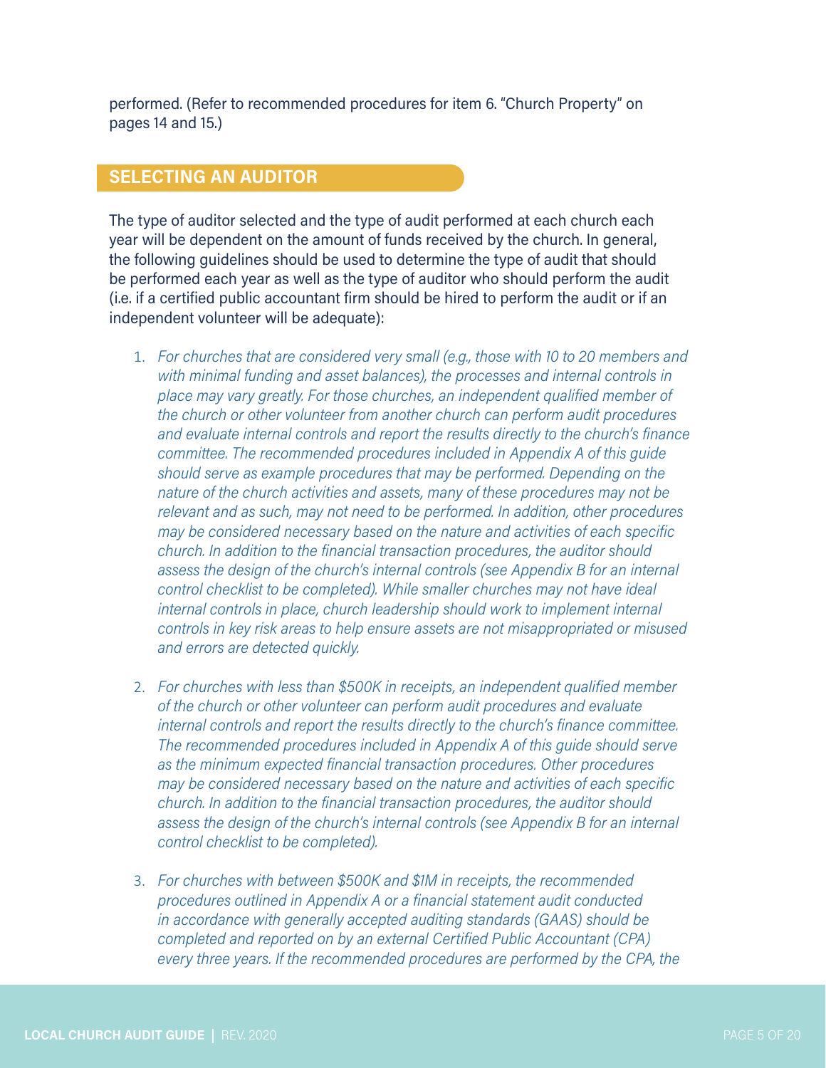performed. (Refer to recommended procedures for item 6. "Church Property" on pages 14 and 15.)

## SELECTING AN AUDITOR

The type of auditor selected and the type of audit performed at each church each year will be dependent on the amount of funds received by the church. In general, the following guidelines should be used to determine the type of audit that should be performed each year as well as the type of auditor who should perform the audit (i.e. if a certified public accountant firm should be hired to perform the audit or if an independent volunteer will be adequate):

1. *For churches that are considered very small (e.g., those with 10 to 20 members and with minimal funding and asset balances), the processes and internal controls in place may vary greatly. For those churches, an independent qualified member of the church or other volunteer from another church can perform audit procedures and evaluate internal controls and report the results directly to the church's finance committee. The recommended procedures included in Appendix A of this guide should serve as example procedures that may be performed. Depending on the nature of the church activities and assets, many of these procedures may not be relevant and as such, may not need to be performed. In addition, other procedures may be considered necessary based on the nature and activities of each specific church. In addition to the financial transaction procedures, the auditor should assess the design of the church's internal controls (see Appendix B for an internal control checklist to be completed). While smaller churches may not have ideal internal controls in place, church leadership should work to implement internal controls in key risk areas to help ensure assets are not misappropriated or misused and errors are detected quickly.*

2. *For churches with less than $500K in receipts, an independent qualified member of the church or other volunteer can perform audit procedures and evaluate internal controls and report the results directly to the church's finance committee. The recommended procedures included in Appendix A of this guide should serve as the minimum expected financial transaction procedures. Other procedures may be considered necessary based on the nature and activities of each specific church. In addition to the financial transaction procedures, the auditor should assess the design of the church's internal controls (see Appendix B for an internal control checklist to be completed).*

3. *For churches with between $500K and $1M in receipts, the recommended procedures outlined in Appendix A or a financial statement audit conducted in accordance with generally accepted auditing standards (GAAS) should be completed and reported on by an external Certified Public Accountant (CPA) every three years. If the recommended procedures are performed by the CPA, the*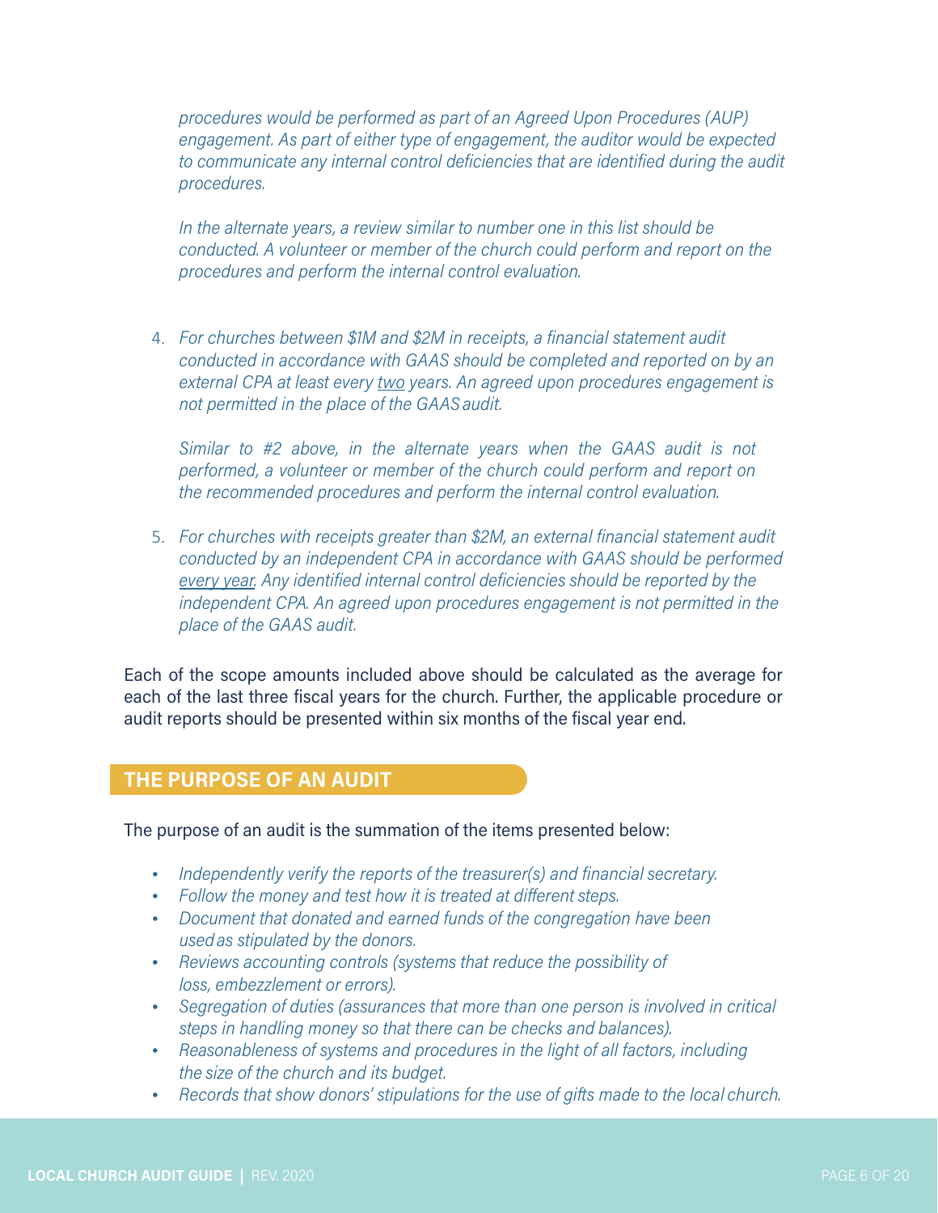*procedures would be performed as part of an Agreed Upon Procedures (AUP) engagement. As part of either type of engagement, the auditor would be expected to communicate any internal control deficiencies that are identified during the audit procedures.*

*In the alternate years, a review similar to number one in this list should be conducted. A volunteer or member of the church could perform and report on the procedures and perform the internal control evaluation.*

4. *For churches between $1M and $2M in receipts, a financial statement audit conducted in accordance with GAAS should be completed and reported on by an external CPA at least every two years. An agreed upon procedures engagement is not permitted in the place of the GAAS audit.*

   *Similar to #2 above, in the alternate years when the GAAS audit is not performed, a volunteer or member of the church could perform and report on the recommended procedures and perform the internal control evaluation.*

5. *For churches with receipts greater than $2M, an external financial statement audit conducted by an independent CPA in accordance with GAAS should be performed every year. Any identified internal control deficiencies should be reported by the independent CPA. An agreed upon procedures engagement is not permitted in the place of the GAAS audit.*

Each of the scope amounts included above should be calculated as the average for each of the last three fiscal years for the church. Further, the applicable procedure or audit reports should be presented within six months of the fiscal year end.

## THE PURPOSE OF AN AUDIT

The purpose of an audit is the summation of the items presented below:

- *Independently verify the reports of the treasurer(s) and financial secretary.*
- *Follow the money and test how it is treated at different steps.*
- *Document that donated and earned funds of the congregation have been used as stipulated by the donors.*
- *Reviews accounting controls (systems that reduce the possibility of loss, embezzlement or errors).*
- *Segregation of duties (assurances that more than one person is involved in critical steps in handling money so that there can be checks and balances).*
- *Reasonableness of systems and procedures in the light of all factors, including the size of the church and its budget.*
- *Records that show donors' stipulations for the use of gifts made to the local church.*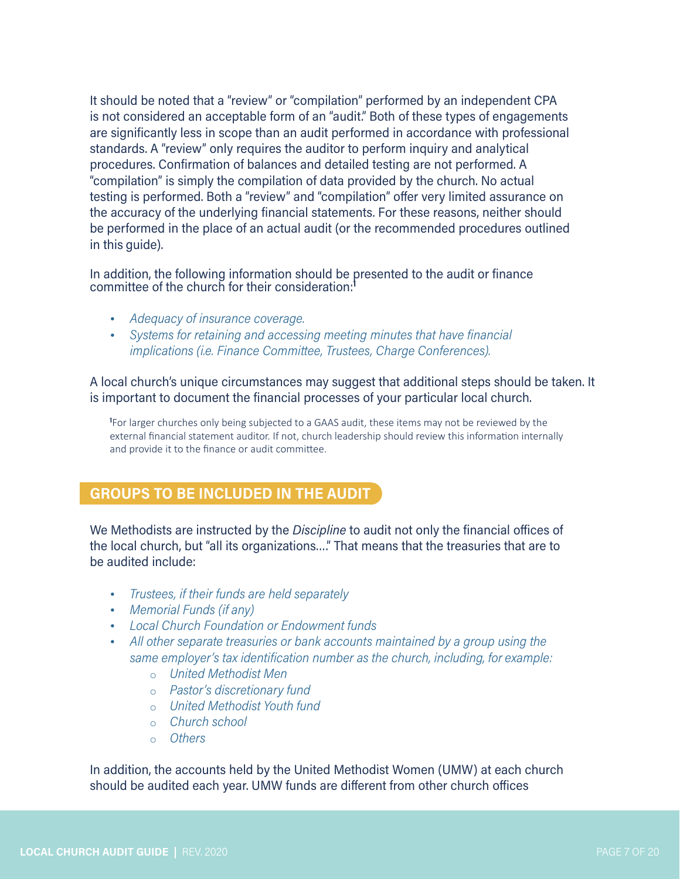It should be noted that a "review" or "compilation" performed by an independent CPA is not considered an acceptable form of an "audit." Both of these types of engagements are significantly less in scope than an audit performed in accordance with professional standards. A "review" only requires the auditor to perform inquiry and analytical procedures. Confirmation of balances and detailed testing are not performed. A "compilation" is simply the compilation of data provided by the church. No actual testing is performed. Both a "review" and "compilation" offer very limited assurance on the accuracy of the underlying financial statements. For these reasons, neither should be performed in the place of an actual audit (or the recommended procedures outlined in this guide).

In addition, the following information should be presented to the audit or finance committee of the church for their consideration:[1]

- *Adequacy of insurance coverage.*
- *Systems for retaining and accessing meeting minutes that have financial implications (i.e. Finance Committee, Trustees, Charge Conferences).*

A local church's unique circumstances may suggest that additional steps should be taken. It is important to document the financial processes of your particular local church.

[1]For larger churches only being subjected to a GAAS audit, these items may not be reviewed by the external financial statement auditor. If not, church leadership should review this information internally and provide it to the finance or audit committee.

## GROUPS TO BE INCLUDED IN THE AUDIT

We Methodists are instructed by the *Discipline* to audit not only the financial offices of the local church, but "all its organizations…." That means that the treasuries that are to be audited include:

- *Trustees, if their funds are held separately*
- *Memorial Funds (if any)*
- *Local Church Foundation or Endowment funds*
- *All other separate treasuries or bank accounts maintained by a group using the same employer's tax identification number as the church, including, for example:*
  - *United Methodist Men*
  - *Pastor's discretionary fund*
  - *United Methodist Youth fund*
  - *Church school*
  - *Others*

In addition, the accounts held by the United Methodist Women (UMW) at each church should be audited each year. UMW funds are different from other church offices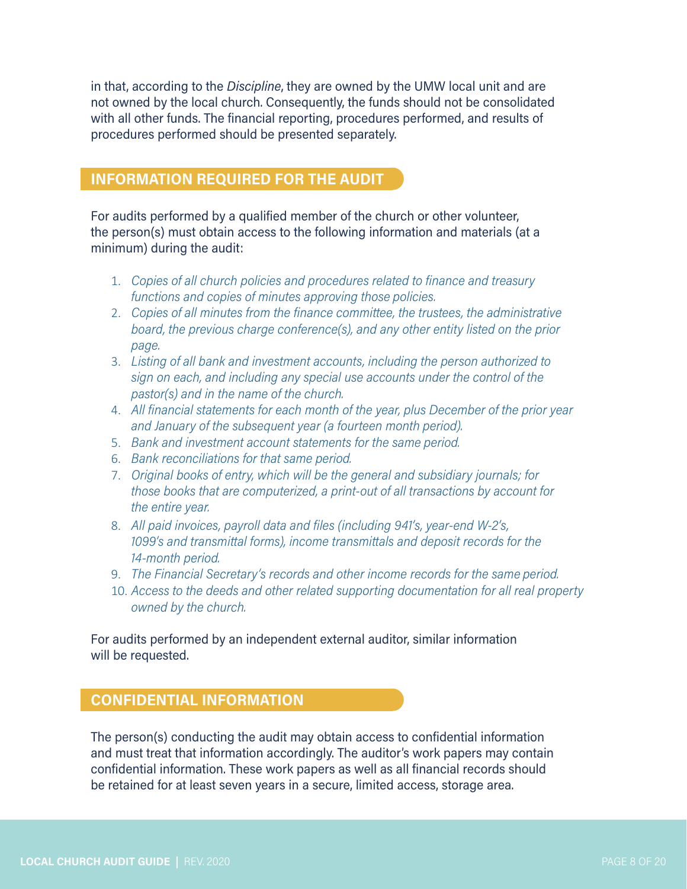in that, according to the *Discipline*, they are owned by the UMW local unit and are not owned by the local church. Consequently, the funds should not be consolidated with all other funds. The financial reporting, procedures performed, and results of procedures performed should be presented separately.

## INFORMATION REQUIRED FOR THE AUDIT

For audits performed by a qualified member of the church or other volunteer, the person(s) must obtain access to the following information and materials (at a minimum) during the audit:

1. *Copies of all church policies and procedures related to finance and treasury functions and copies of minutes approving those policies.*
2. *Copies of all minutes from the finance committee, the trustees, the administrative board, the previous charge conference(s), and any other entity listed on the prior page.*
3. *Listing of all bank and investment accounts, including the person authorized to sign on each, and including any special use accounts under the control of the pastor(s) and in the name of the church.*
4. *All financial statements for each month of the year, plus December of the prior year and January of the subsequent year (a fourteen month period).*
5. *Bank and investment account statements for the same period.*
6. *Bank reconciliations for that same period.*
7. *Original books of entry, which will be the general and subsidiary journals; for those books that are computerized, a print-out of all transactions by account for the entire year.*
8. *All paid invoices, payroll data and files (including 941's, year-end W-2's, 1099's and transmittal forms), income transmittals and deposit records for the 14-month period.*
9. *The Financial Secretary's records and other income records for the same period.*
10. *Access to the deeds and other related supporting documentation for all real property owned by the church.*

For audits performed by an independent external auditor, similar information will be requested.

## CONFIDENTIAL INFORMATION

The person(s) conducting the audit may obtain access to confidential information and must treat that information accordingly. The auditor's work papers may contain confidential information. These work papers as well as all financial records should be retained for at least seven years in a secure, limited access, storage area.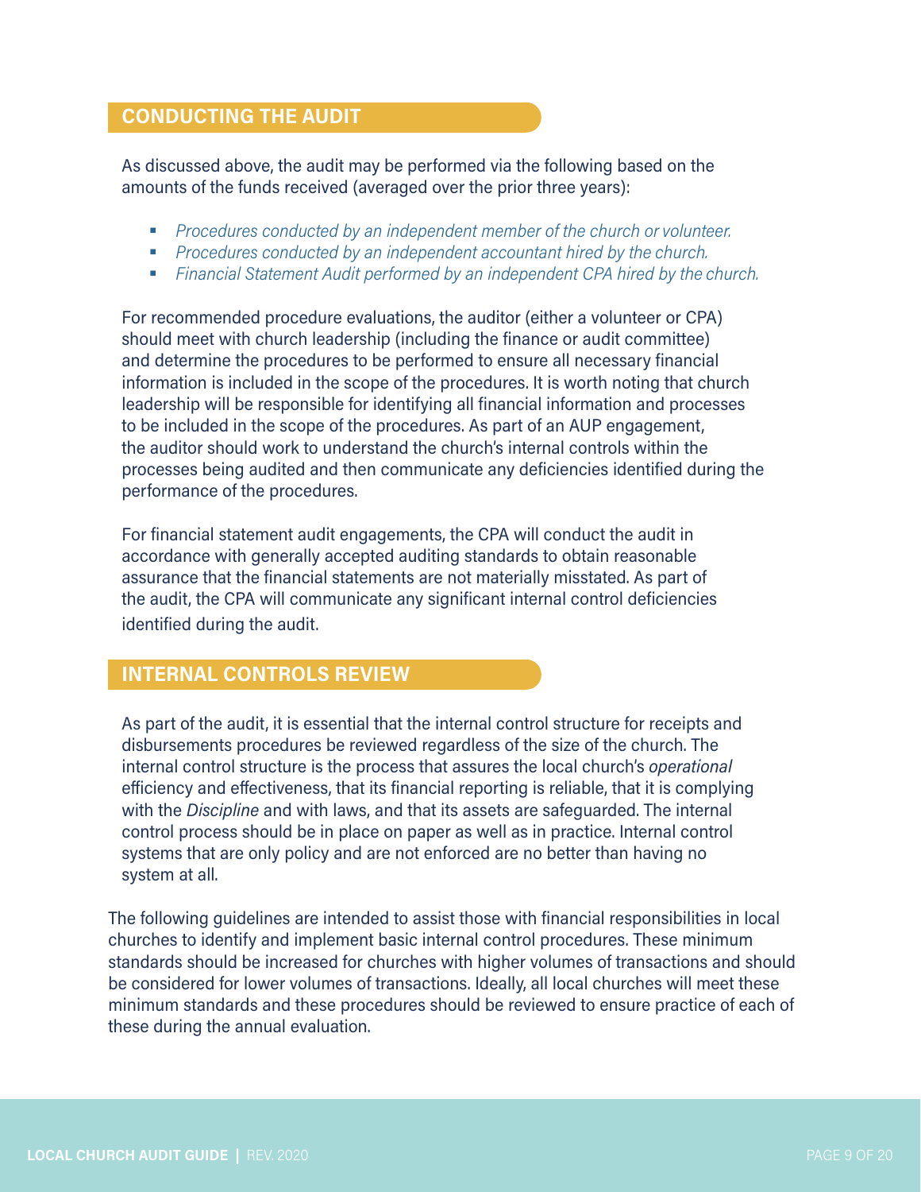## CONDUCTING THE AUDIT

As discussed above, the audit may be performed via the following based on the amounts of the funds received (averaged over the prior three years):

- *Procedures conducted by an independent member of the church or volunteer.*
- *Procedures conducted by an independent accountant hired by the church.*
- *Financial Statement Audit performed by an independent CPA hired by the church.*

For recommended procedure evaluations, the auditor (either a volunteer or CPA) should meet with church leadership (including the finance or audit committee) and determine the procedures to be performed to ensure all necessary financial information is included in the scope of the procedures. It is worth noting that church leadership will be responsible for identifying all financial information and processes to be included in the scope of the procedures. As part of an AUP engagement, the auditor should work to understand the church's internal controls within the processes being audited and then communicate any deficiencies identified during the performance of the procedures.

For financial statement audit engagements, the CPA will conduct the audit in accordance with generally accepted auditing standards to obtain reasonable assurance that the financial statements are not materially misstated. As part of the audit, the CPA will communicate any significant internal control deficiencies identified during the audit.

## INTERNAL CONTROLS REVIEW

As part of the audit, it is essential that the internal control structure for receipts and disbursements procedures be reviewed regardless of the size of the church. The internal control structure is the process that assures the local church's *operational* efficiency and effectiveness, that its financial reporting is reliable, that it is complying with the *Discipline* and with laws, and that its assets are safeguarded. The internal control process should be in place on paper as well as in practice. Internal control systems that are only policy and are not enforced are no better than having no system at all.

The following guidelines are intended to assist those with financial responsibilities in local churches to identify and implement basic internal control procedures. These minimum standards should be increased for churches with higher volumes of transactions and should be considered for lower volumes of transactions. Ideally, all local churches will meet these minimum standards and these procedures should be reviewed to ensure practice of each of these during the annual evaluation.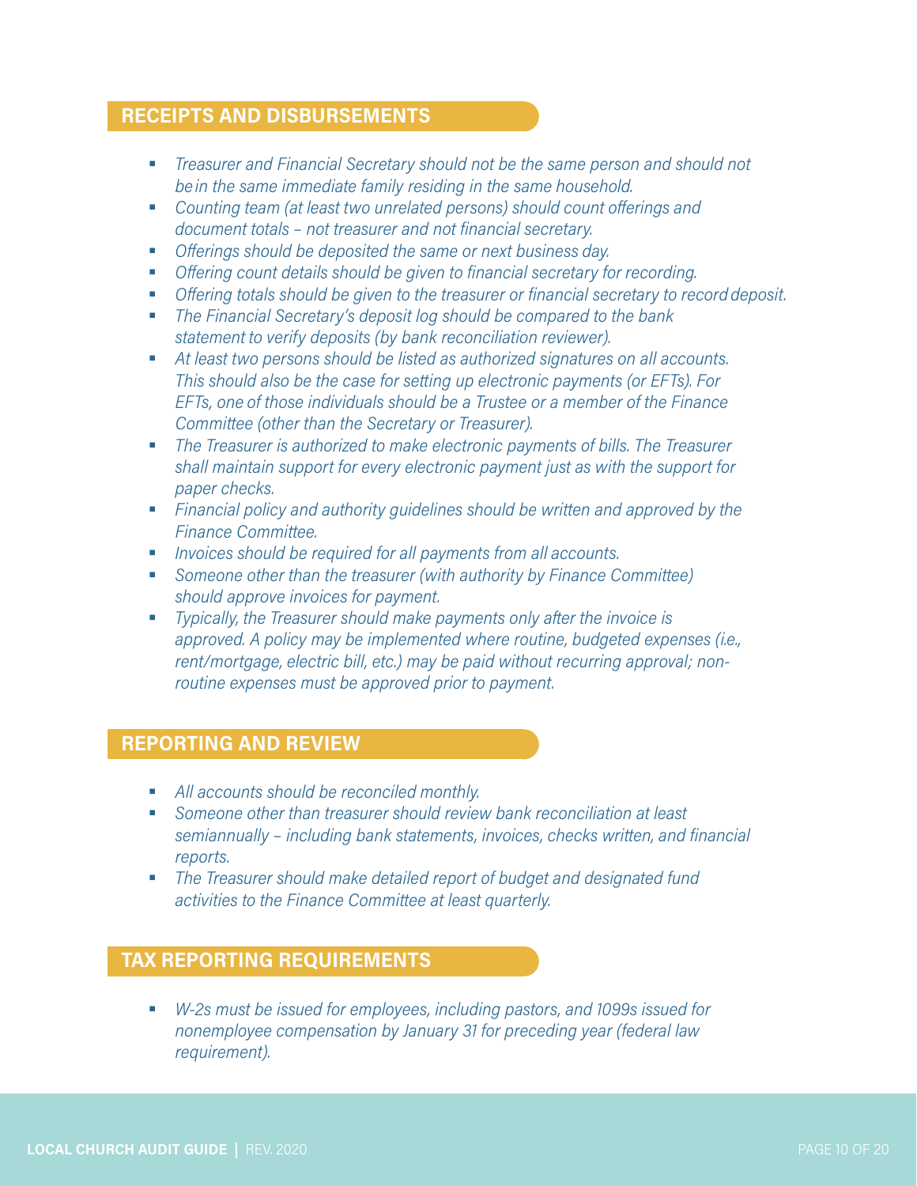## RECEIPTS AND DISBURSEMENTS

- *Treasurer and Financial Secretary should not be the same person and should not be in the same immediate family residing in the same household.*
- *Counting team (at least two unrelated persons) should count offerings and document totals – not treasurer and not financial secretary.*
- *Offerings should be deposited the same or next business day.*
- *Offering count details should be given to financial secretary for recording.*
- *Offering totals should be given to the treasurer or financial secretary to record deposit.*
- *The Financial Secretary's deposit log should be compared to the bank statement to verify deposits (by bank reconciliation reviewer).*
- *At least two persons should be listed as authorized signatures on all accounts. This should also be the case for setting up electronic payments (or EFTs). For EFTs, one of those individuals should be a Trustee or a member of the Finance Committee (other than the Secretary or Treasurer).*
- *The Treasurer is authorized to make electronic payments of bills. The Treasurer shall maintain support for every electronic payment just as with the support for paper checks.*
- *Financial policy and authority guidelines should be written and approved by the Finance Committee.*
- *Invoices should be required for all payments from all accounts.*
- *Someone other than the treasurer (with authority by Finance Committee) should approve invoices for payment.*
- *Typically, the Treasurer should make payments only after the invoice is approved. A policy may be implemented where routine, budgeted expenses (i.e., rent/mortgage, electric bill, etc.) may be paid without recurring approval; non-routine expenses must be approved prior to payment.*

## REPORTING AND REVIEW

- *All accounts should be reconciled monthly.*
- *Someone other than treasurer should review bank reconciliation at least semiannually – including bank statements, invoices, checks written, and financial reports.*
- *The Treasurer should make detailed report of budget and designated fund activities to the Finance Committee at least quarterly.*

## TAX REPORTING REQUIREMENTS

- *W-2s must be issued for employees, including pastors, and 1099s issued for nonemployee compensation by January 31 for preceding year (federal law requirement).*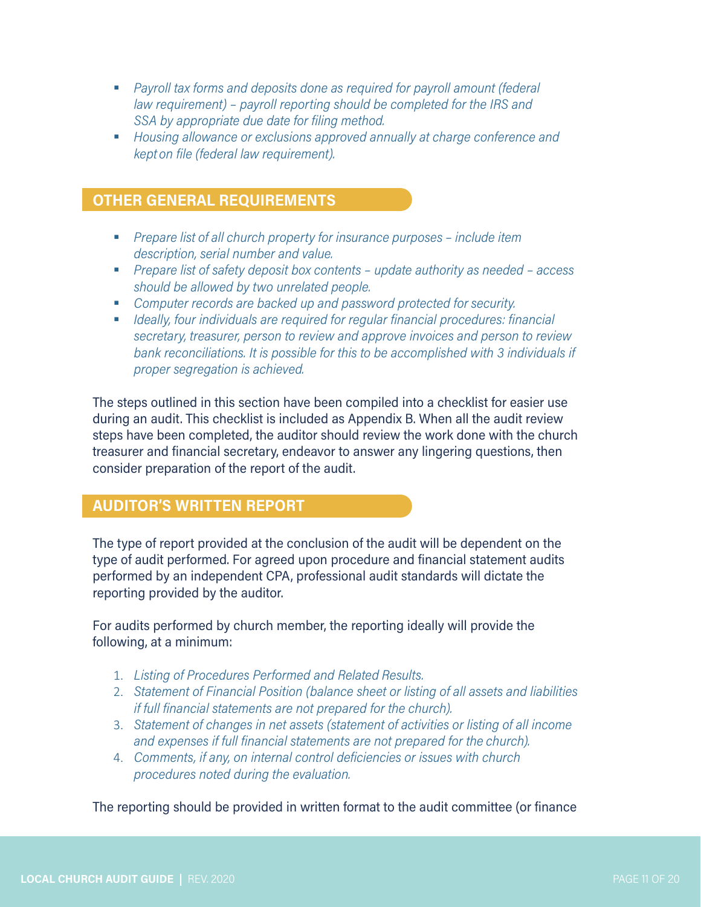- *Payroll tax forms and deposits done as required for payroll amount (federal law requirement) – payroll reporting should be completed for the IRS and SSA by appropriate due date for filing method.*
- *Housing allowance or exclusions approved annually at charge conference and kept on file (federal law requirement).*

## OTHER GENERAL REQUIREMENTS

- *Prepare list of all church property for insurance purposes – include item description, serial number and value.*
- *Prepare list of safety deposit box contents – update authority as needed – access should be allowed by two unrelated people.*
- *Computer records are backed up and password protected for security.*
- *Ideally, four individuals are required for regular financial procedures: financial secretary, treasurer, person to review and approve invoices and person to review bank reconciliations. It is possible for this to be accomplished with 3 individuals if proper segregation is achieved.*

The steps outlined in this section have been compiled into a checklist for easier use during an audit. This checklist is included as Appendix B. When all the audit review steps have been completed, the auditor should review the work done with the church treasurer and financial secretary, endeavor to answer any lingering questions, then consider preparation of the report of the audit.

## AUDITOR'S WRITTEN REPORT

The type of report provided at the conclusion of the audit will be dependent on the type of audit performed. For agreed upon procedure and financial statement audits performed by an independent CPA, professional audit standards will dictate the reporting provided by the auditor.

For audits performed by church member, the reporting ideally will provide the following, at a minimum:

1. *Listing of Procedures Performed and Related Results.*
2. *Statement of Financial Position (balance sheet or listing of all assets and liabilities if full financial statements are not prepared for the church).*
3. *Statement of changes in net assets (statement of activities or listing of all income and expenses if full financial statements are not prepared for the church).*
4. *Comments, if any, on internal control deficiencies or issues with church procedures noted during the evaluation.*

The reporting should be provided in written format to the audit committee (or finance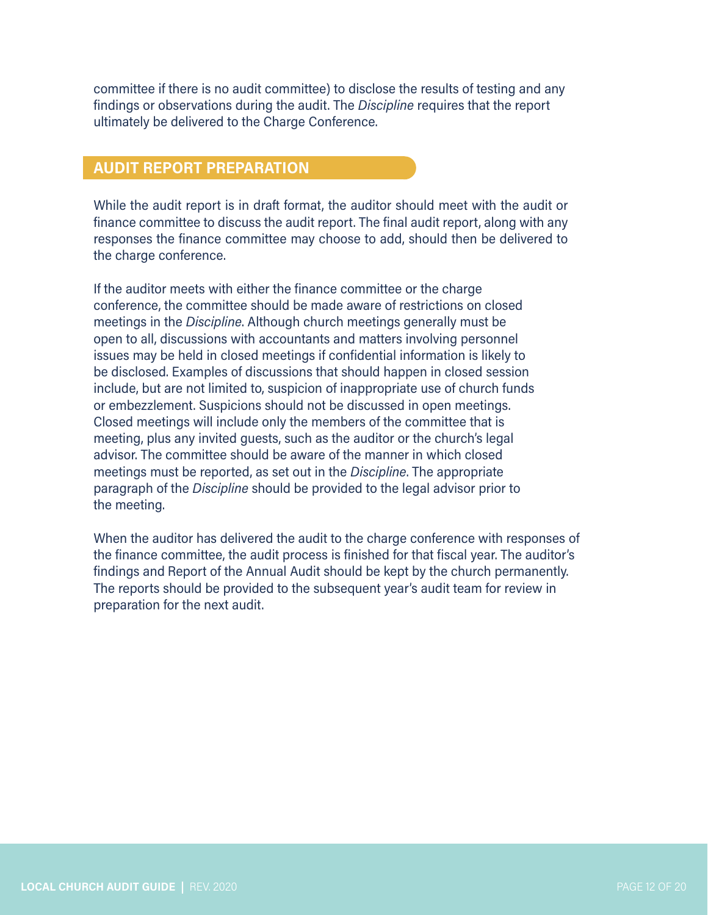committee if there is no audit committee) to disclose the results of testing and any findings or observations during the audit. The *Discipline* requires that the report ultimately be delivered to the Charge Conference.

## AUDIT REPORT PREPARATION

While the audit report is in draft format, the auditor should meet with the audit or finance committee to discuss the audit report. The final audit report, along with any responses the finance committee may choose to add, should then be delivered to the charge conference.

If the auditor meets with either the finance committee or the charge conference, the committee should be made aware of restrictions on closed meetings in the *Discipline*. Although church meetings generally must be open to all, discussions with accountants and matters involving personnel issues may be held in closed meetings if confidential information is likely to be disclosed. Examples of discussions that should happen in closed session include, but are not limited to, suspicion of inappropriate use of church funds or embezzlement. Suspicions should not be discussed in open meetings. Closed meetings will include only the members of the committee that is meeting, plus any invited guests, such as the auditor or the church's legal advisor. The committee should be aware of the manner in which closed meetings must be reported, as set out in the *Discipline*. The appropriate paragraph of the *Discipline* should be provided to the legal advisor prior to the meeting.

When the auditor has delivered the audit to the charge conference with responses of the finance committee, the audit process is finished for that fiscal year. The auditor's findings and Report of the Annual Audit should be kept by the church permanently. The reports should be provided to the subsequent year's audit team for review in preparation for the next audit.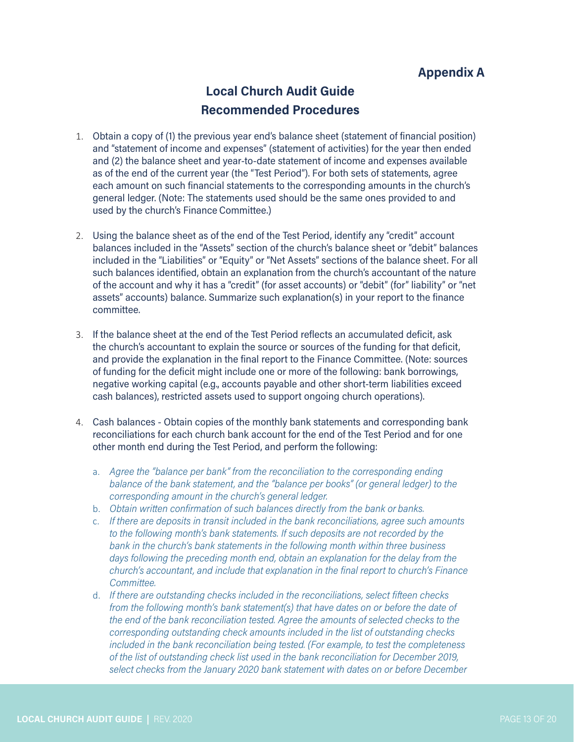**Appendix A**

# Local Church Audit Guide
## Recommended Procedures

1. Obtain a copy of (1) the previous year end's balance sheet (statement of financial position) and "statement of income and expenses" (statement of activities) for the year then ended and (2) the balance sheet and year-to-date statement of income and expenses available as of the end of the current year (the "Test Period"). For both sets of statements, agree each amount on such financial statements to the corresponding amounts in the church's general ledger. (Note: The statements used should be the same ones provided to and used by the church's Finance Committee.)

2. Using the balance sheet as of the end of the Test Period, identify any "credit" account balances included in the "Assets" section of the church's balance sheet or "debit" balances included in the "Liabilities" or "Equity" or "Net Assets" sections of the balance sheet. For all such balances identified, obtain an explanation from the church's accountant of the nature of the account and why it has a "credit" (for asset accounts) or "debit" (for" liability" or "net assets" accounts) balance. Summarize such explanation(s) in your report to the finance committee.

3. If the balance sheet at the end of the Test Period reflects an accumulated deficit, ask the church's accountant to explain the source or sources of the funding for that deficit, and provide the explanation in the final report to the Finance Committee. (Note: sources of funding for the deficit might include one or more of the following: bank borrowings, negative working capital (e.g., accounts payable and other short-term liabilities exceed cash balances), restricted assets used to support ongoing church operations).

4. Cash balances - Obtain copies of the monthly bank statements and corresponding bank reconciliations for each church bank account for the end of the Test Period and for one other month end during the Test Period, and perform the following:

   a. *Agree the "balance per bank" from the reconciliation to the corresponding ending balance of the bank statement, and the "balance per books" (or general ledger) to the corresponding amount in the church's general ledger.*
   b. *Obtain written confirmation of such balances directly from the bank or banks.*
   c. *If there are deposits in transit included in the bank reconciliations, agree such amounts to the following month's bank statements. If such deposits are not recorded by the bank in the church's bank statements in the following month within three business days following the preceding month end, obtain an explanation for the delay from the church's accountant, and include that explanation in the final report to church's Finance Committee.*
   d. *If there are outstanding checks included in the reconciliations, select fifteen checks from the following month's bank statement(s) that have dates on or before the date of the end of the bank reconciliation tested. Agree the amounts of selected checks to the corresponding outstanding check amounts included in the list of outstanding checks included in the bank reconciliation being tested. (For example, to test the completeness of the list of outstanding check list used in the bank reconciliation for December 2019, select checks from the January 2020 bank statement with dates on or before December*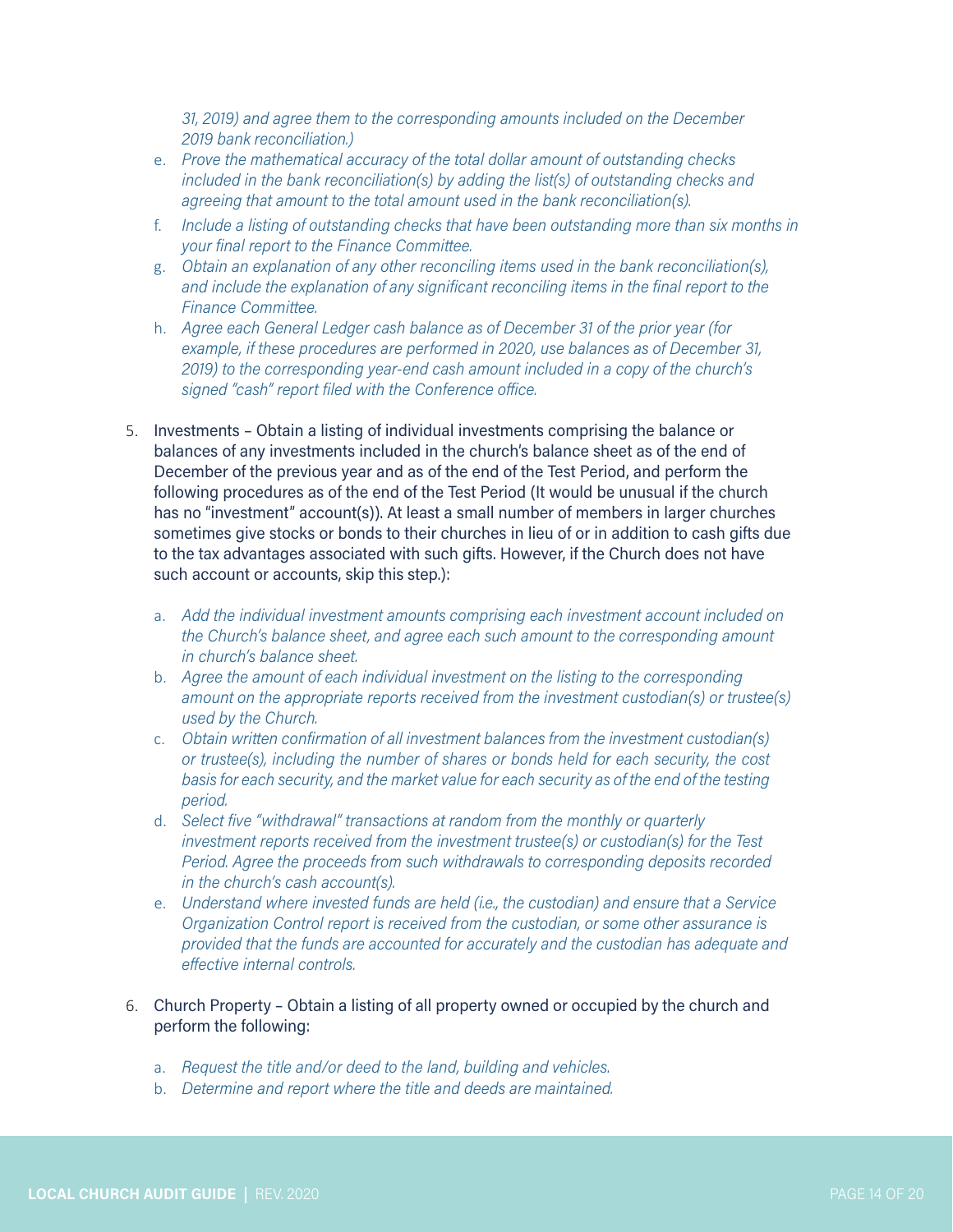31, 2019) and agree them to the corresponding amounts included on the December 2019 bank reconciliation.)*

e. *Prove the mathematical accuracy of the total dollar amount of outstanding checks included in the bank reconciliation(s) by adding the list(s) of outstanding checks and agreeing that amount to the total amount used in the bank reconciliation(s).*
f. *Include a listing of outstanding checks that have been outstanding more than six months in your final report to the Finance Committee.*
g. *Obtain an explanation of any other reconciling items used in the bank reconciliation(s), and include the explanation of any significant reconciling items in the final report to the Finance Committee.*
h. *Agree each General Ledger cash balance as of December 31 of the prior year (for example, if these procedures are performed in 2020, use balances as of December 31, 2019) to the corresponding year-end cash amount included in a copy of the church's signed "cash" report filed with the Conference office.*

5. Investments – Obtain a listing of individual investments comprising the balance or balances of any investments included in the church's balance sheet as of the end of December of the previous year and as of the end of the Test Period, and perform the following procedures as of the end of the Test Period (It would be unusual if the church has no "investment" account(s)). At least a small number of members in larger churches sometimes give stocks or bonds to their churches in lieu of or in addition to cash gifts due to the tax advantages associated with such gifts. However, if the Church does not have such account or accounts, skip this step.):

   a. *Add the individual investment amounts comprising each investment account included on the Church's balance sheet, and agree each such amount to the corresponding amount in church's balance sheet.*
   b. *Agree the amount of each individual investment on the listing to the corresponding amount on the appropriate reports received from the investment custodian(s) or trustee(s) used by the Church.*
   c. *Obtain written confirmation of all investment balances from the investment custodian(s) or trustee(s), including the number of shares or bonds held for each security, the cost basis for each security, and the market value for each security as of the end of the testing period.*
   d. *Select five "withdrawal" transactions at random from the monthly or quarterly investment reports received from the investment trustee(s) or custodian(s) for the Test Period. Agree the proceeds from such withdrawals to corresponding deposits recorded in the church's cash account(s).*
   e. *Understand where invested funds are held (i.e., the custodian) and ensure that a Service Organization Control report is received from the custodian, or some other assurance is provided that the funds are accounted for accurately and the custodian has adequate and effective internal controls.*

6. Church Property – Obtain a listing of all property owned or occupied by the church and perform the following:

   a. *Request the title and/or deed to the land, building and vehicles.*
   b. *Determine and report where the title and deeds are maintained.*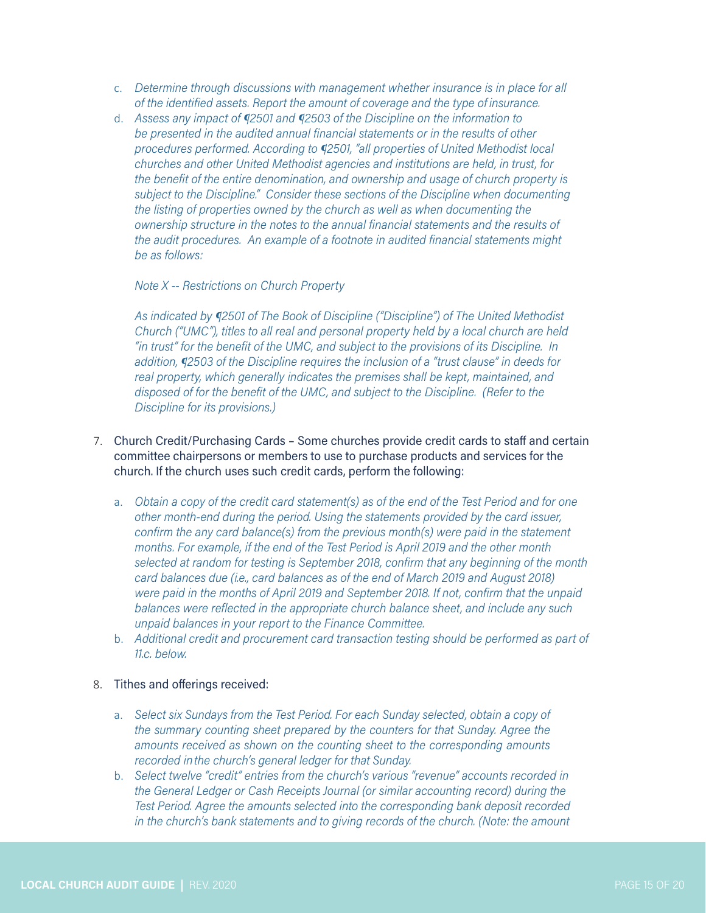c. *Determine through discussions with management whether insurance is in place for all of the identified assets. Report the amount of coverage and the type of insurance.*
d. *Assess any impact of ¶2501 and ¶2503 of the Discipline on the information to be presented in the audited annual financial statements or in the results of other procedures performed. According to ¶2501, "all properties of United Methodist local churches and other United Methodist agencies and institutions are held, in trust, for the benefit of the entire denomination, and ownership and usage of church property is subject to the Discipline." Consider these sections of the Discipline when documenting the listing of properties owned by the church as well as when documenting the ownership structure in the notes to the annual financial statements and the results of the audit procedures. An example of a footnote in audited financial statements might be as follows:*

   *Note X -- Restrictions on Church Property*

   *As indicated by ¶2501 of The Book of Discipline ("Discipline") of The United Methodist Church ("UMC"), titles to all real and personal property held by a local church are held "in trust" for the benefit of the UMC, and subject to the provisions of its Discipline. In addition, ¶2503 of the Discipline requires the inclusion of a "trust clause" in deeds for real property, which generally indicates the premises shall be kept, maintained, and disposed of for the benefit of the UMC, and subject to the Discipline. (Refer to the Discipline for its provisions.)*

7. Church Credit/Purchasing Cards – Some churches provide credit cards to staff and certain committee chairpersons or members to use to purchase products and services for the church. If the church uses such credit cards, perform the following:

   a. *Obtain a copy of the credit card statement(s) as of the end of the Test Period and for one other month-end during the period. Using the statements provided by the card issuer, confirm the any card balance(s) from the previous month(s) were paid in the statement months. For example, if the end of the Test Period is April 2019 and the other month selected at random for testing is September 2018, confirm that any beginning of the month card balances due (i.e., card balances as of the end of March 2019 and August 2018) were paid in the months of April 2019 and September 2018. If not, confirm that the unpaid balances were reflected in the appropriate church balance sheet, and include any such unpaid balances in your report to the Finance Committee.*
   b. *Additional credit and procurement card transaction testing should be performed as part of 11.c. below.*

8. Tithes and offerings received:

   a. *Select six Sundays from the Test Period. For each Sunday selected, obtain a copy of the summary counting sheet prepared by the counters for that Sunday. Agree the amounts received as shown on the counting sheet to the corresponding amounts recorded in the church's general ledger for that Sunday.*
   b. *Select twelve "credit" entries from the church's various "revenue" accounts recorded in the General Ledger or Cash Receipts Journal (or similar accounting record) during the Test Period. Agree the amounts selected into the corresponding bank deposit recorded in the church's bank statements and to giving records of the church. (Note: the amount*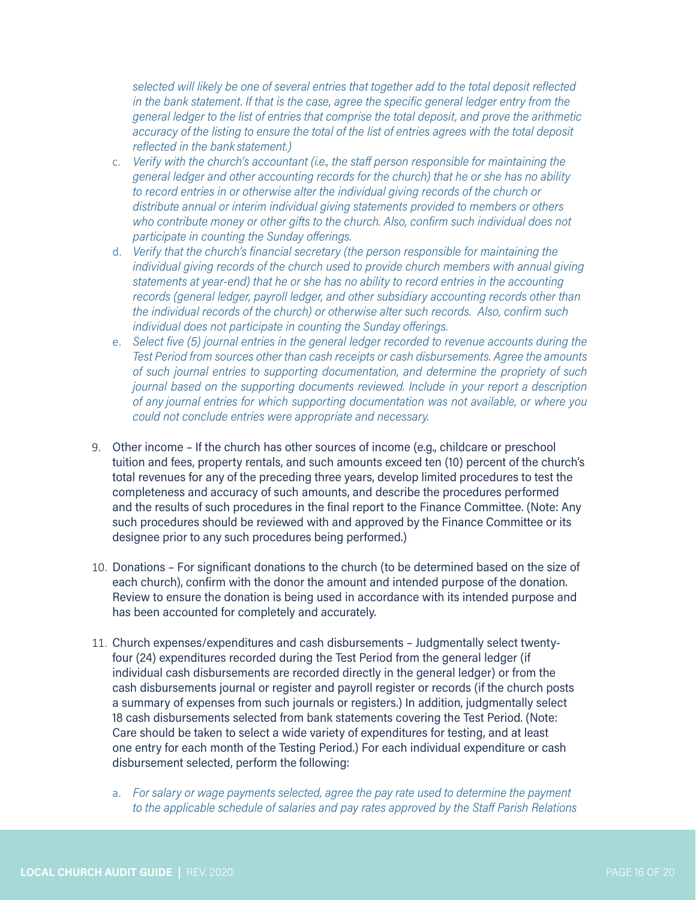*selected will likely be one of several entries that together add to the total deposit reflected in the bank statement. If that is the case, agree the specific general ledger entry from the general ledger to the list of entries that comprise the total deposit, and prove the arithmetic accuracy of the listing to ensure the total of the list of entries agrees with the total deposit reflected in the bank statement.)*

c. *Verify with the church's accountant (i.e., the staff person responsible for maintaining the general ledger and other accounting records for the church) that he or she has no ability to record entries in or otherwise alter the individual giving records of the church or distribute annual or interim individual giving statements provided to members or others who contribute money or other gifts to the church. Also, confirm such individual does not participate in counting the Sunday offerings.*

d. *Verify that the church's financial secretary (the person responsible for maintaining the individual giving records of the church used to provide church members with annual giving statements at year-end) that he or she has no ability to record entries in the accounting records (general ledger, payroll ledger, and other subsidiary accounting records other than the individual records of the church) or otherwise alter such records. Also, confirm such individual does not participate in counting the Sunday offerings.*

e. *Select five (5) journal entries in the general ledger recorded to revenue accounts during the Test Period from sources other than cash receipts or cash disbursements. Agree the amounts of such journal entries to supporting documentation, and determine the propriety of such journal based on the supporting documents reviewed. Include in your report a description of any journal entries for which supporting documentation was not available, or where you could not conclude entries were appropriate and necessary.*

9. Other income – If the church has other sources of income (e.g., childcare or preschool tuition and fees, property rentals, and such amounts exceed ten (10) percent of the church's total revenues for any of the preceding three years, develop limited procedures to test the completeness and accuracy of such amounts, and describe the procedures performed and the results of such procedures in the final report to the Finance Committee. (Note: Any such procedures should be reviewed with and approved by the Finance Committee or its designee prior to any such procedures being performed.)

10. Donations – For significant donations to the church (to be determined based on the size of each church), confirm with the donor the amount and intended purpose of the donation. Review to ensure the donation is being used in accordance with its intended purpose and has been accounted for completely and accurately.

11. Church expenses/expenditures and cash disbursements – Judgmentally select twenty-four (24) expenditures recorded during the Test Period from the general ledger (if individual cash disbursements are recorded directly in the general ledger) or from the cash disbursements journal or register and payroll register or records (if the church posts a summary of expenses from such journals or registers.) In addition, judgmentally select 18 cash disbursements selected from bank statements covering the Test Period. (Note: Care should be taken to select a wide variety of expenditures for testing, and at least one entry for each month of the Testing Period.) For each individual expenditure or cash disbursement selected, perform the following:

    a. *For salary or wage payments selected, agree the pay rate used to determine the payment to the applicable schedule of salaries and pay rates approved by the Staff Parish Relations*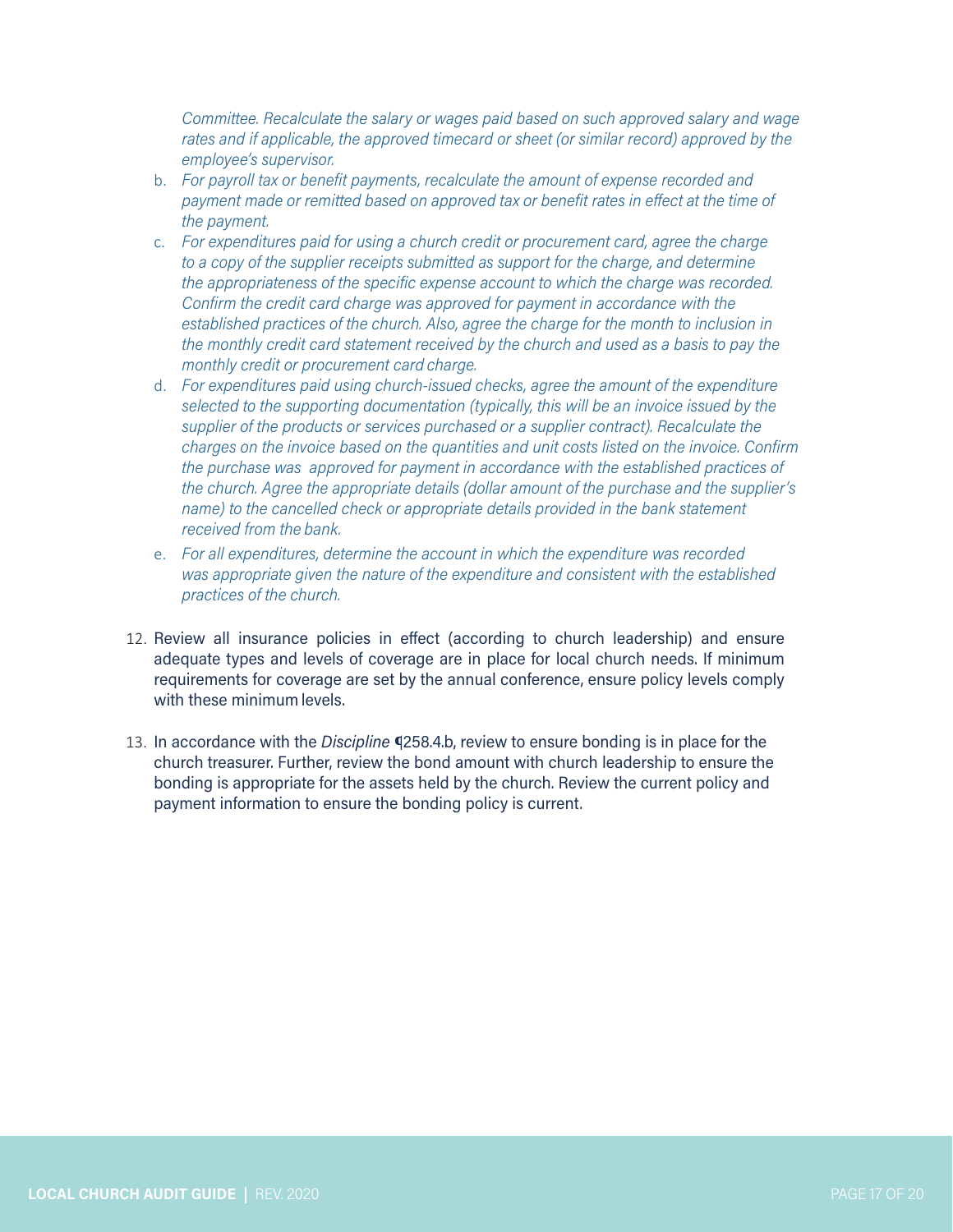*Committee. Recalculate the salary or wages paid based on such approved salary and wage rates and if applicable, the approved timecard or sheet (or similar record) approved by the employee's supervisor.*

b. *For payroll tax or benefit payments, recalculate the amount of expense recorded and payment made or remitted based on approved tax or benefit rates in effect at the time of the payment.*

c. *For expenditures paid for using a church credit or procurement card, agree the charge to a copy of the supplier receipts submitted as support for the charge, and determine the appropriateness of the specific expense account to which the charge was recorded. Confirm the credit card charge was approved for payment in accordance with the established practices of the church. Also, agree the charge for the month to inclusion in the monthly credit card statement received by the church and used as a basis to pay the monthly credit or procurement card charge.*

d. *For expenditures paid using church-issued checks, agree the amount of the expenditure selected to the supporting documentation (typically, this will be an invoice issued by the supplier of the products or services purchased or a supplier contract). Recalculate the charges on the invoice based on the quantities and unit costs listed on the invoice. Confirm the purchase was approved for payment in accordance with the established practices of the church. Agree the appropriate details (dollar amount of the purchase and the supplier's name) to the cancelled check or appropriate details provided in the bank statement received from the bank.*

e. *For all expenditures, determine the account in which the expenditure was recorded was appropriate given the nature of the expenditure and consistent with the established practices of the church.*

12. Review all insurance policies in effect (according to church leadership) and ensure adequate types and levels of coverage are in place for local church needs. If minimum requirements for coverage are set by the annual conference, ensure policy levels comply with these minimum levels.

13. In accordance with the *Discipline* ¶258.4.b, review to ensure bonding is in place for the church treasurer. Further, review the bond amount with church leadership to ensure the bonding is appropriate for the assets held by the church. Review the current policy and payment information to ensure the bonding policy is current.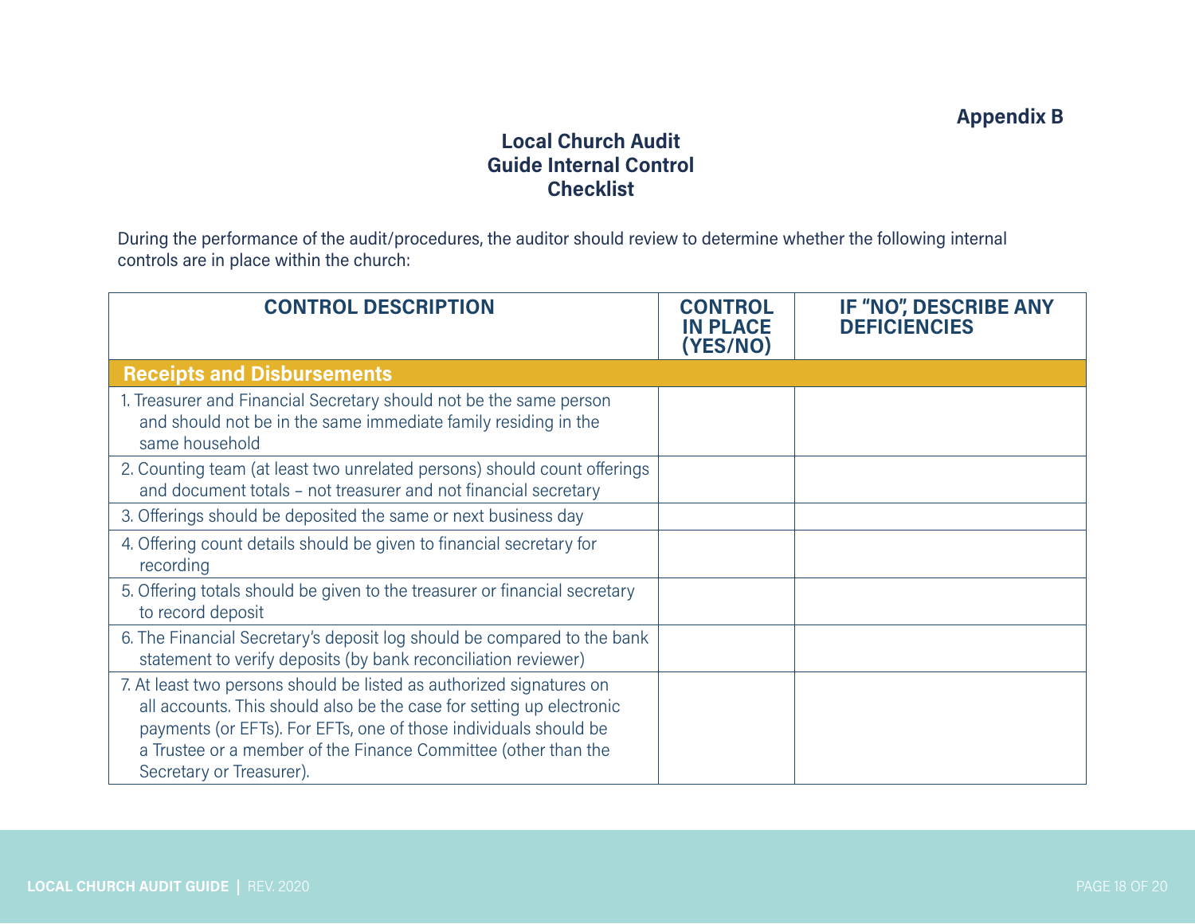**Appendix B**

## Local Church Audit Guide Internal Control Checklist

During the performance of the audit/procedures, the auditor should review to determine whether the following internal controls are in place within the church:

| CONTROL DESCRIPTION | CONTROL IN PLACE (YES/NO) | IF "NO", DESCRIBE ANY DEFICIENCIES |
|---|---|---|
| **Receipts and Disbursements** | | |
| 1. Treasurer and Financial Secretary should not be the same person and should not be in the same immediate family residing in the same household | | |
| 2. Counting team (at least two unrelated persons) should count offerings and document totals – not treasurer and not financial secretary | | |
| 3. Offerings should be deposited the same or next business day | | |
| 4. Offering count details should be given to financial secretary for recording | | |
| 5. Offering totals should be given to the treasurer or financial secretary to record deposit | | |
| 6. The Financial Secretary's deposit log should be compared to the bank statement to verify deposits (by bank reconciliation reviewer) | | |
| 7. At least two persons should be listed as authorized signatures on all accounts. This should also be the case for setting up electronic payments (or EFTs). For EFTs, one of those individuals should be a Trustee or a member of the Finance Committee (other than the Secretary or Treasurer). | | |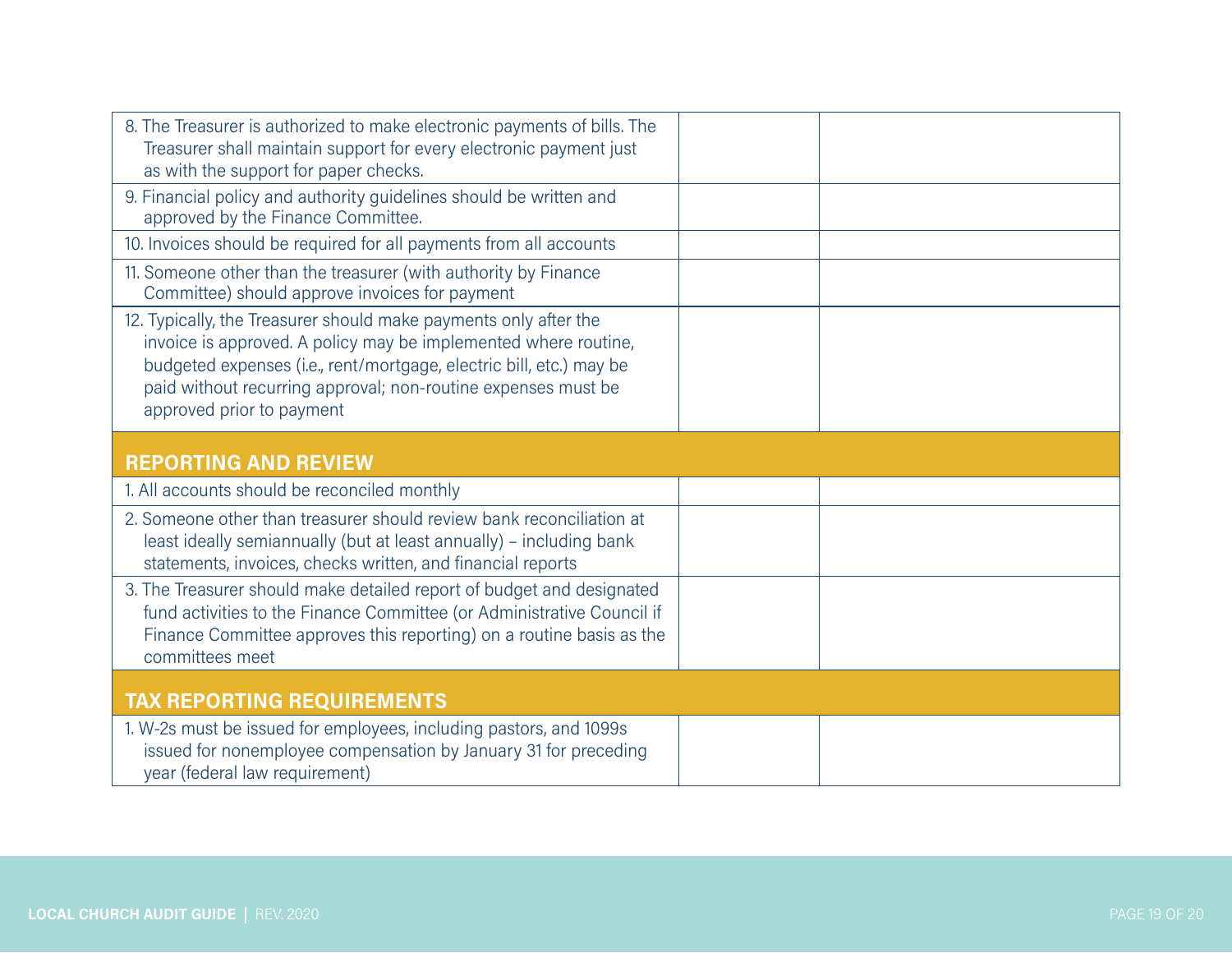| | | |
|---|---|---|
| 8. The Treasurer is authorized to make electronic payments of bills. The Treasurer shall maintain support for every electronic payment just as with the support for paper checks. | | |
| 9. Financial policy and authority guidelines should be written and approved by the Finance Committee. | | |
| 10. Invoices should be required for all payments from all accounts | | |
| 11. Someone other than the treasurer (with authority by Finance Committee) should approve invoices for payment | | |
| 12. Typically, the Treasurer should make payments only after the invoice is approved. A policy may be implemented where routine, budgeted expenses (i.e., rent/mortgage, electric bill, etc.) may be paid without recurring approval; non-routine expenses must be approved prior to payment | | |
| **REPORTING AND REVIEW** | | |
| 1. All accounts should be reconciled monthly | | |
| 2. Someone other than treasurer should review bank reconciliation at least ideally semiannually (but at least annually) – including bank statements, invoices, checks written, and financial reports | | |
| 3. The Treasurer should make detailed report of budget and designated fund activities to the Finance Committee (or Administrative Council if Finance Committee approves this reporting) on a routine basis as the committees meet | | |
| **TAX REPORTING REQUIREMENTS** | | |
| 1. W-2s must be issued for employees, including pastors, and 1099s issued for nonemployee compensation by January 31 for preceding year (federal law requirement) | | |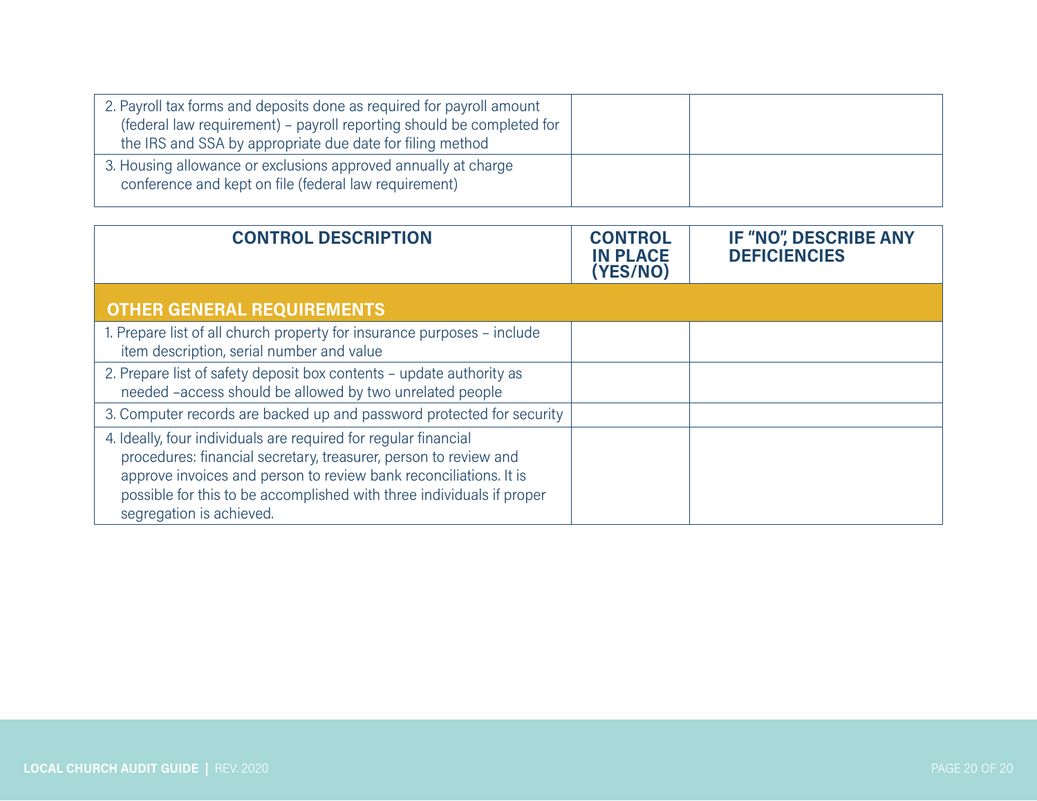| | | |
|---|---|---|
| 2. Payroll tax forms and deposits done as required for payroll amount (federal law requirement) – payroll reporting should be completed for the IRS and SSA by appropriate due date for filing method | | |
| 3. Housing allowance or exclusions approved annually at charge conference and kept on file (federal law requirement) | | |

| CONTROL DESCRIPTION | CONTROL IN PLACE (YES/NO) | IF "NO", DESCRIBE ANY DEFICIENCIES |
|---|---|---|
| **OTHER GENERAL REQUIREMENTS** | | |
| 1. Prepare list of all church property for insurance purposes – include item description, serial number and value | | |
| 2. Prepare list of safety deposit box contents – update authority as needed –access should be allowed by two unrelated people | | |
| 3. Computer records are backed up and password protected for security | | |
| 4. Ideally, four individuals are required for regular financial procedures: financial secretary, treasurer, person to review and approve invoices and person to review bank reconciliations. It is possible for this to be accomplished with three individuals if proper segregation is achieved. | | |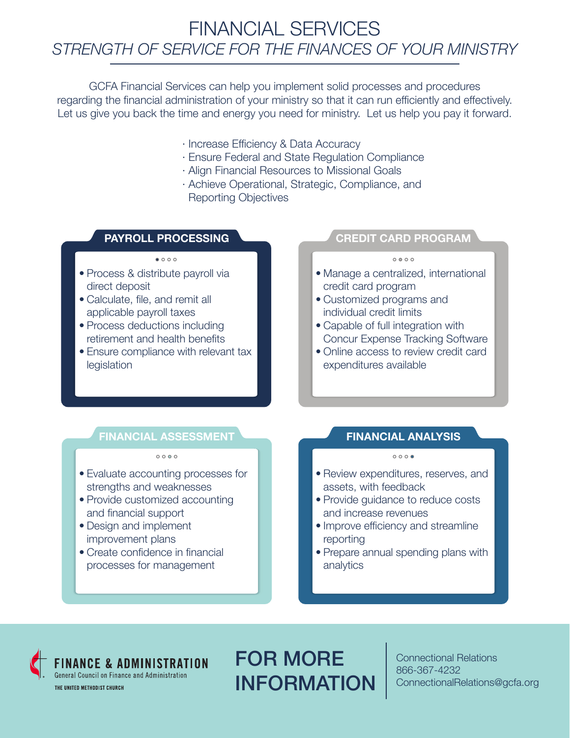# FINANCIAL SERVICES

## *STRENGTH OF SERVICE FOR THE FINANCES OF YOUR MINISTRY*

GCFA Financial Services can help you implement solid processes and procedures regarding the financial administration of your ministry so that it can run efficiently and effectively. Let us give you back the time and energy you need for ministry. Let us help you pay it forward.

- Increase Efficiency & Data Accuracy
- Ensure Federal and State Regulation Compliance
- Align Financial Resources to Missional Goals
- Achieve Operational, Strategic, Compliance, and Reporting Objectives

### PAYROLL PROCESSING

- Process & distribute payroll via direct deposit
- Calculate, file, and remit all applicable payroll taxes
- Process deductions including retirement and health benefits
- Ensure compliance with relevant tax legislation

### CREDIT CARD PROGRAM

- Manage a centralized, international credit card program
- Customized programs and individual credit limits
- Capable of full integration with Concur Expense Tracking Software
- Online access to review credit card expenditures available

### FINANCIAL ASSESSMENT

- Evaluate accounting processes for strengths and weaknesses
- Provide customized accounting and financial support
- Design and implement improvement plans
- Create confidence in financial processes for management

### FINANCIAL ANALYSIS

- Review expenditures, reserves, and assets, with feedback
- Provide guidance to reduce costs and increase revenues
- Improve efficiency and streamline reporting
- Prepare annual spending plans with analytics

FINANCE & ADMINISTRATION
General Council on Finance and Administration
THE UNITED METHODIST CHURCH

## FOR MORE INFORMATION

Connectional Relations
866-367-4232
ConnectionalRelations@gcfa.org